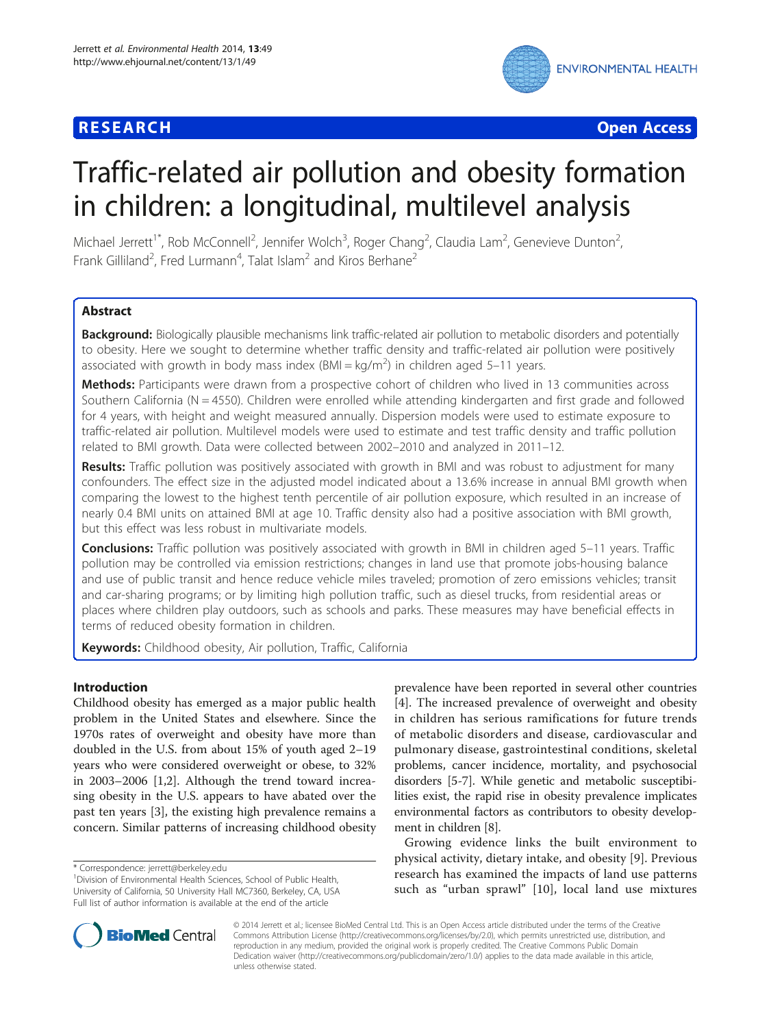RESEARCH Open Access

# Traffic-related air pollution and obesity formation in children: a longitudinal, multilevel analysis

Michael Jerrett[1*], Rob McConnell[2], Jennifer Wolch[3], Roger Chang[2], Claudia Lam[2], Genevieve Dunton[2], Frank Gilliland[2], Fred Lurmann[4], Talat Islam[2] and Kiros Berhane[2]

## Abstract

**Background:** Biologically plausible mechanisms link traffic-related air pollution to metabolic disorders and potentially to obesity. Here we sought to determine whether traffic density and traffic-related air pollution were positively associated with growth in body mass index (BMI = kg/m$^2$) in children aged 5–11 years.

**Methods:** Participants were drawn from a prospective cohort of children who lived in 13 communities across Southern California (N = 4550). Children were enrolled while attending kindergarten and first grade and followed for 4 years, with height and weight measured annually. Dispersion models were used to estimate exposure to traffic-related air pollution. Multilevel models were used to estimate and test traffic density and traffic pollution related to BMI growth. Data were collected between 2002–2010 and analyzed in 2011–12.

**Results:** Traffic pollution was positively associated with growth in BMI and was robust to adjustment for many confounders. The effect size in the adjusted model indicated about a 13.6% increase in annual BMI growth when comparing the lowest to the highest tenth percentile of air pollution exposure, which resulted in an increase of nearly 0.4 BMI units on attained BMI at age 10. Traffic density also had a positive association with BMI growth, but this effect was less robust in multivariate models.

**Conclusions:** Traffic pollution was positively associated with growth in BMI in children aged 5–11 years. Traffic pollution may be controlled via emission restrictions; changes in land use that promote jobs-housing balance and use of public transit and hence reduce vehicle miles traveled; promotion of zero emissions vehicles; transit and car-sharing programs; or by limiting high pollution traffic, such as diesel trucks, from residential areas or places where children play outdoors, such as schools and parks. These measures may have beneficial effects in terms of reduced obesity formation in children.

**Keywords:** Childhood obesity, Air pollution, Traffic, California

## Introduction

Childhood obesity has emerged as a major public health problem in the United States and elsewhere. Since the 1970s rates of overweight and obesity have more than doubled in the U.S. from about 15% of youth aged 2–19 years who were considered overweight or obese, to 32% in 2003–2006 [1,2]. Although the trend toward increasing obesity in the U.S. appears to have abated over the past ten years [3], the existing high prevalence remains a concern. Similar patterns of increasing childhood obesity prevalence have been reported in several other countries [4]. The increased prevalence of overweight and obesity in children has serious ramifications for future trends of metabolic disorders and disease, cardiovascular and pulmonary disease, gastrointestinal conditions, skeletal problems, cancer incidence, mortality, and psychosocial disorders [5-7]. While genetic and metabolic susceptibilities exist, the rapid rise in obesity prevalence implicates environmental factors as contributors to obesity development in children [8].

Growing evidence links the built environment to physical activity, dietary intake, and obesity [9]. Previous research has examined the impacts of land use patterns such as "urban sprawl" [10], local land use mixtures

* Correspondence: jerrett@berkeley.edu
[1]Division of Environmental Health Sciences, School of Public Health, University of California, 50 University Hall MC7360, Berkeley, CA, USA
Full list of author information is available at the end of the article

© 2014 Jerrett et al.; licensee BioMed Central Ltd. This is an Open Access article distributed under the terms of the Creative Commons Attribution License (http://creativecommons.org/licenses/by/2.0), which permits unrestricted use, distribution, and reproduction in any medium, provided the original work is properly credited. The Creative Commons Public Domain Dedication waiver (http://creativecommons.org/publicdomain/zero/1.0/) applies to the data made available in this article, unless otherwise stated.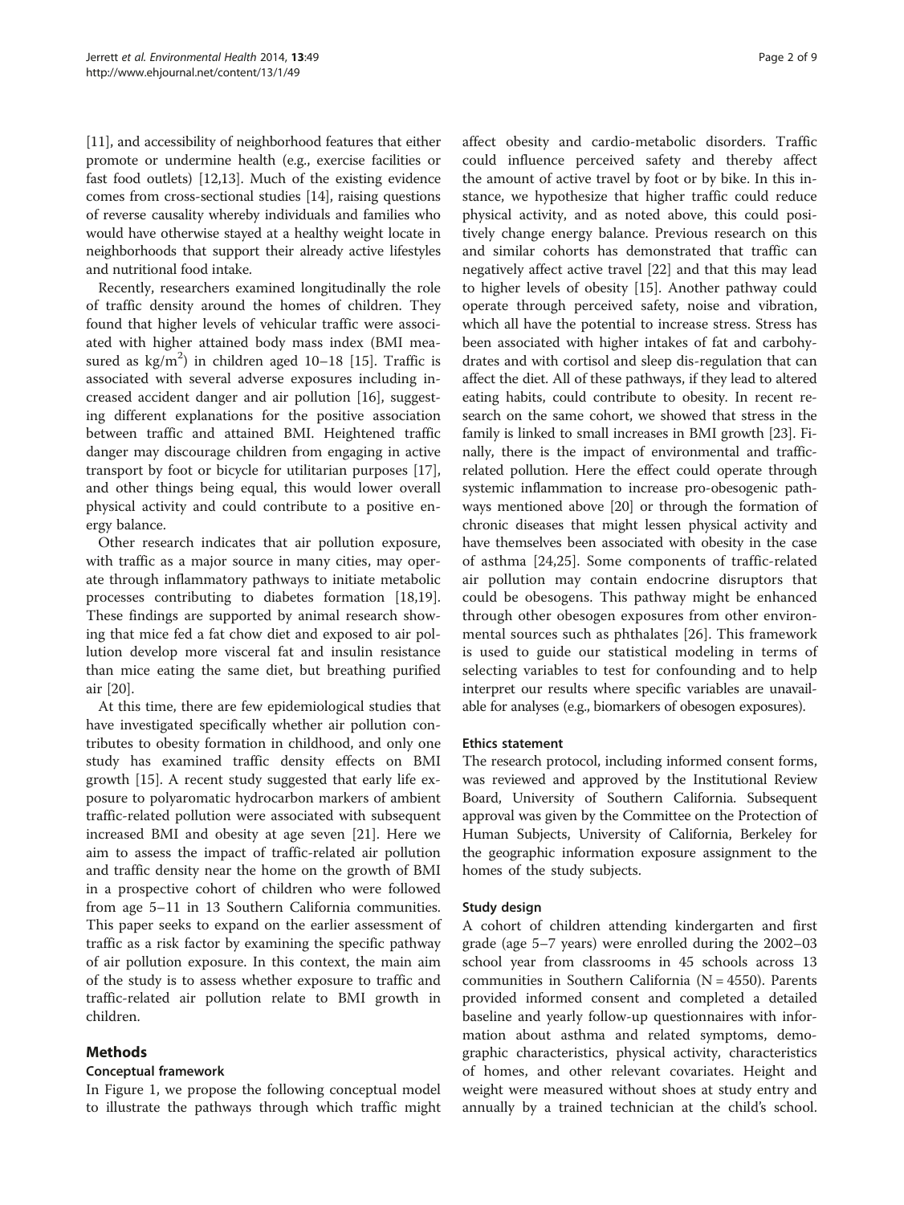[11], and accessibility of neighborhood features that either promote or undermine health (e.g., exercise facilities or fast food outlets) [12,13]. Much of the existing evidence comes from cross-sectional studies [14], raising questions of reverse causality whereby individuals and families who would have otherwise stayed at a healthy weight locate in neighborhoods that support their already active lifestyles and nutritional food intake.

Recently, researchers examined longitudinally the role of traffic density around the homes of children. They found that higher levels of vehicular traffic were associated with higher attained body mass index (BMI measured as $kg/m^2$) in children aged 10–18 [15]. Traffic is associated with several adverse exposures including increased accident danger and air pollution [16], suggesting different explanations for the positive association between traffic and attained BMI. Heightened traffic danger may discourage children from engaging in active transport by foot or bicycle for utilitarian purposes [17], and other things being equal, this would lower overall physical activity and could contribute to a positive energy balance.

Other research indicates that air pollution exposure, with traffic as a major source in many cities, may operate through inflammatory pathways to initiate metabolic processes contributing to diabetes formation [18,19]. These findings are supported by animal research showing that mice fed a fat chow diet and exposed to air pollution develop more visceral fat and insulin resistance than mice eating the same diet, but breathing purified air [20].

At this time, there are few epidemiological studies that have investigated specifically whether air pollution contributes to obesity formation in childhood, and only one study has examined traffic density effects on BMI growth [15]. A recent study suggested that early life exposure to polyaromatic hydrocarbon markers of ambient traffic-related pollution were associated with subsequent increased BMI and obesity at age seven [21]. Here we aim to assess the impact of traffic-related air pollution and traffic density near the home on the growth of BMI in a prospective cohort of children who were followed from age 5–11 in 13 Southern California communities. This paper seeks to expand on the earlier assessment of traffic as a risk factor by examining the specific pathway of air pollution exposure. In this context, the main aim of the study is to assess whether exposure to traffic and traffic-related air pollution relate to BMI growth in children.

## Methods

### Conceptual framework

In Figure 1, we propose the following conceptual model to illustrate the pathways through which traffic might affect obesity and cardio-metabolic disorders. Traffic could influence perceived safety and thereby affect the amount of active travel by foot or by bike. In this instance, we hypothesize that higher traffic could reduce physical activity, and as noted above, this could positively change energy balance. Previous research on this and similar cohorts has demonstrated that traffic can negatively affect active travel [22] and that this may lead to higher levels of obesity [15]. Another pathway could operate through perceived safety, noise and vibration, which all have the potential to increase stress. Stress has been associated with higher intakes of fat and carbohydrates and with cortisol and sleep dis-regulation that can affect the diet. All of these pathways, if they lead to altered eating habits, could contribute to obesity. In recent research on the same cohort, we showed that stress in the family is linked to small increases in BMI growth [23]. Finally, there is the impact of environmental and traffic-related pollution. Here the effect could operate through systemic inflammation to increase pro-obesogenic pathways mentioned above [20] or through the formation of chronic diseases that might lessen physical activity and have themselves been associated with obesity in the case of asthma [24,25]. Some components of traffic-related air pollution may contain endocrine disruptors that could be obesogens. This pathway might be enhanced through other obesogen exposures from other environmental sources such as phthalates [26]. This framework is used to guide our statistical modeling in terms of selecting variables to test for confounding and to help interpret our results where specific variables are unavailable for analyses (e.g., biomarkers of obesogen exposures).

### Ethics statement

The research protocol, including informed consent forms, was reviewed and approved by the Institutional Review Board, University of Southern California. Subsequent approval was given by the Committee on the Protection of Human Subjects, University of California, Berkeley for the geographic information exposure assignment to the homes of the study subjects.

### Study design

A cohort of children attending kindergarten and first grade (age 5–7 years) were enrolled during the 2002–03 school year from classrooms in 45 schools across 13 communities in Southern California (N = 4550). Parents provided informed consent and completed a detailed baseline and yearly follow-up questionnaires with information about asthma and related symptoms, demographic characteristics, physical activity, characteristics of homes, and other relevant covariates. Height and weight were measured without shoes at study entry and annually by a trained technician at the child's school.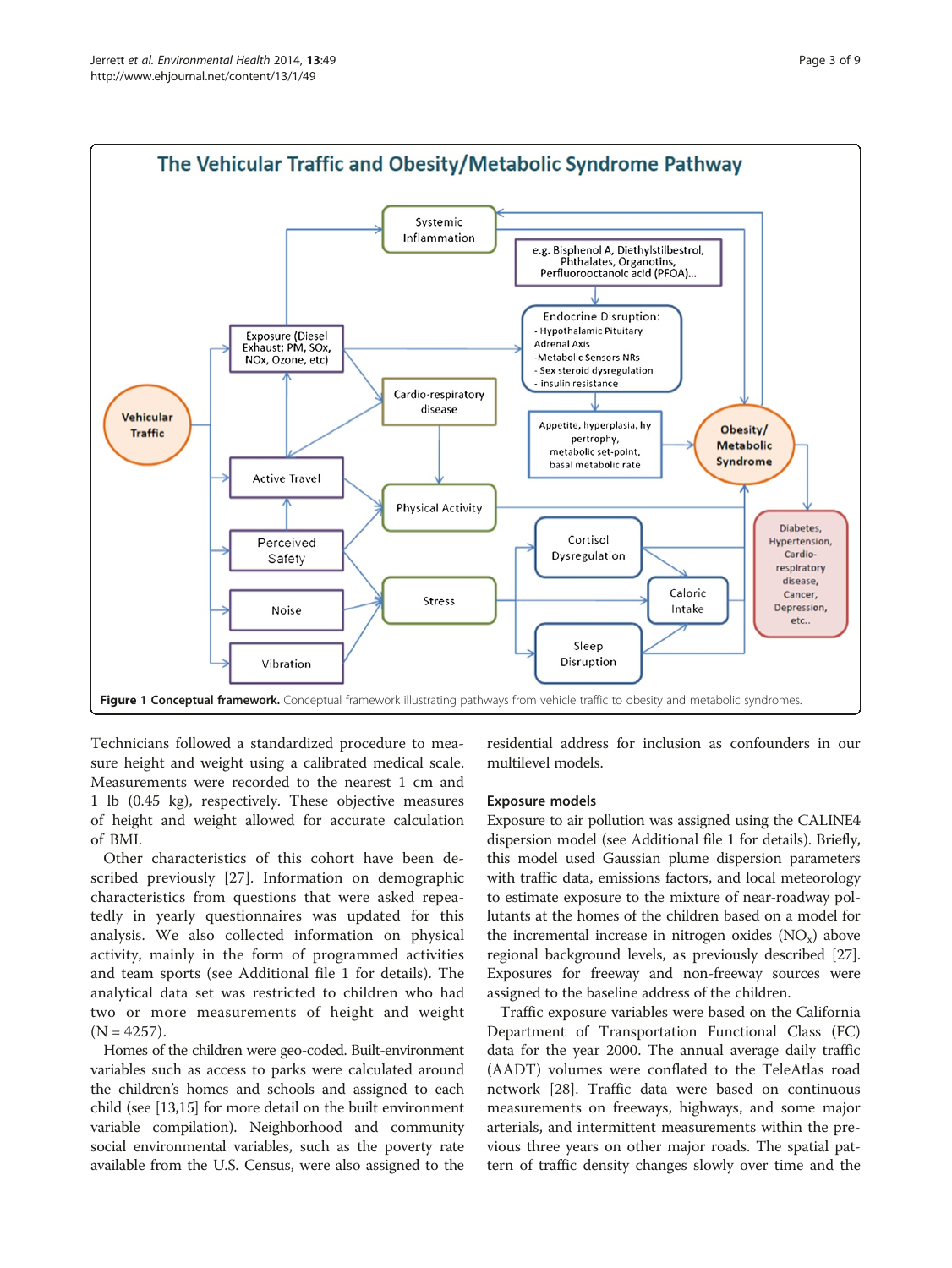**Figure 1 Conceptual framework.** Conceptual framework illustrating pathways from vehicle traffic to obesity and metabolic syndromes.

Technicians followed a standardized procedure to measure height and weight using a calibrated medical scale. Measurements were recorded to the nearest 1 cm and 1 lb (0.45 kg), respectively. These objective measures of height and weight allowed for accurate calculation of BMI.

Other characteristics of this cohort have been described previously [27]. Information on demographic characteristics from questions that were asked repeatedly in yearly questionnaires was updated for this analysis. We also collected information on physical activity, mainly in the form of programmed activities and team sports (see Additional file 1 for details). The analytical data set was restricted to children who had two or more measurements of height and weight (N = 4257).

Homes of the children were geo-coded. Built-environment variables such as access to parks were calculated around the children's homes and schools and assigned to each child (see [13,15] for more detail on the built environment variable compilation). Neighborhood and community social environmental variables, such as the poverty rate available from the U.S. Census, were also assigned to the residential address for inclusion as confounders in our multilevel models.

### Exposure models

Exposure to air pollution was assigned using the CALINE4 dispersion model (see Additional file 1 for details). Briefly, this model used Gaussian plume dispersion parameters with traffic data, emissions factors, and local meteorology to estimate exposure to the mixture of near-roadway pollutants at the homes of the children based on a model for the incremental increase in nitrogen oxides ($NO_x$) above regional background levels, as previously described [27]. Exposures for freeway and non-freeway sources were assigned to the baseline address of the children.

Traffic exposure variables were based on the California Department of Transportation Functional Class (FC) data for the year 2000. The annual average daily traffic (AADT) volumes were conflated to the TeleAtlas road network [28]. Traffic data were based on continuous measurements on freeways, highways, and some major arterials, and intermittent measurements within the previous three years on other major roads. The spatial pattern of traffic density changes slowly over time and the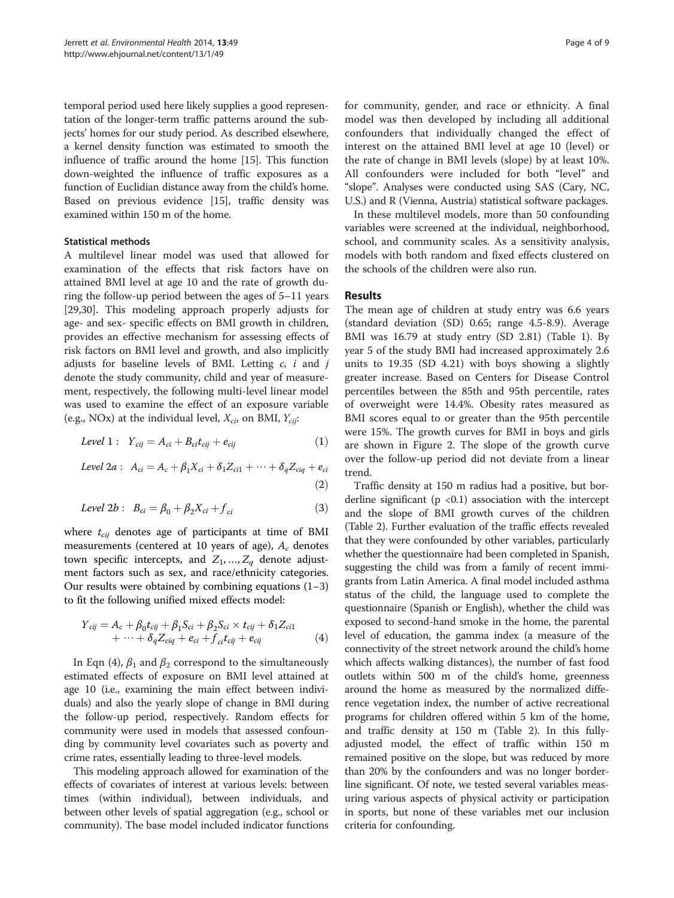temporal period used here likely supplies a good representation of the longer-term traffic patterns around the subjects' homes for our study period. As described elsewhere, a kernel density function was estimated to smooth the influence of traffic around the home [15]. This function down-weighted the influence of traffic exposures as a function of Euclidian distance away from the child's home. Based on previous evidence [15], traffic density was examined within 150 m of the home.

### Statistical methods

A multilevel linear model was used that allowed for examination of the effects that risk factors have on attained BMI level at age 10 and the rate of growth during the follow-up period between the ages of 5–11 years [29,30]. This modeling approach properly adjusts for age- and sex- specific effects on BMI growth in children, provides an effective mechanism for assessing effects of risk factors on BMI level and growth, and also implicitly adjusts for baseline levels of BMI. Letting $c$, $i$ and $j$ denote the study community, child and year of measurement, respectively, the following multi-level linear model was used to examine the effect of an exposure variable (e.g., NOx) at the individual level, $X_{ci}$, on BMI, $Y_{cij}$:

$$Level\ 1:\quad Y_{cij} = A_{ci} + B_{ci}t_{cij} + e_{cij} \tag{1}$$

$$Level\ 2a:\quad A_{ci} = A_c + \beta_1 X_{ci} + \delta_1 Z_{ci1} + \cdots + \delta_q Z_{ciq} + e_{ci} \tag{2}$$

$$Level\ 2b:\quad B_{ci} = \beta_0 + \beta_2 X_{ci} + f_{ci} \tag{3}$$

where $t_{cij}$ denotes age of participants at time of BMI measurements (centered at 10 years of age), $A_c$ denotes town specific intercepts, and $Z_1, \ldots, Z_q$ denote adjustment factors such as sex, and race/ethnicity categories. Our results were obtained by combining equations (1–3) to fit the following unified mixed effects model:

$$Y_{cij} = A_c + \beta_0 t_{cij} + \beta_1 S_{ci} + \beta_2 S_{ci} \times t_{cij} + \delta_1 Z_{ci1} + \cdots + \delta_q Z_{ciq} + e_{ci} + f_{ci} t_{cij} + e_{cij} \tag{4}$$

In Eqn (4), $\beta_1$ and $\beta_2$ correspond to the simultaneously estimated effects of exposure on BMI level attained at age 10 (i.e., examining the main effect between individuals) and also the yearly slope of change in BMI during the follow-up period, respectively. Random effects for community were used in models that assessed confounding by community level covariates such as poverty and crime rates, essentially leading to three-level models.

This modeling approach allowed for examination of the effects of covariates of interest at various levels: between times (within individual), between individuals, and between other levels of spatial aggregation (e.g., school or community). The base model included indicator functions for community, gender, and race or ethnicity. A final model was then developed by including all additional confounders that individually changed the effect of interest on the attained BMI level at age 10 (level) or the rate of change in BMI levels (slope) by at least 10%. All confounders were included for both "level" and "slope". Analyses were conducted using SAS (Cary, NC, U.S.) and R (Vienna, Austria) statistical software packages.

In these multilevel models, more than 50 confounding variables were screened at the individual, neighborhood, school, and community scales. As a sensitivity analysis, models with both random and fixed effects clustered on the schools of the children were also run.

## Results

The mean age of children at study entry was 6.6 years (standard deviation (SD) 0.65; range 4.5-8.9). Average BMI was 16.79 at study entry (SD 2.81) (Table 1). By year 5 of the study BMI had increased approximately 2.6 units to 19.35 (SD 4.21) with boys showing a slightly greater increase. Based on Centers for Disease Control percentiles between the 85th and 95th percentile, rates of overweight were 14.4%. Obesity rates measured as BMI scores equal to or greater than the 95th percentile were 15%. The growth curves for BMI in boys and girls are shown in Figure 2. The slope of the growth curve over the follow-up period did not deviate from a linear trend.

Traffic density at 150 m radius had a positive, but borderline significant ($p < 0.1$) association with the intercept and the slope of BMI growth curves of the children (Table 2). Further evaluation of the traffic effects revealed that they were confounded by other variables, particularly whether the questionnaire had been completed in Spanish, suggesting the child was from a family of recent immigrants from Latin America. A final model included asthma status of the child, the language used to complete the questionnaire (Spanish or English), whether the child was exposed to second-hand smoke in the home, the parental level of education, the gamma index (a measure of the connectivity of the street network around the child's home which affects walking distances), the number of fast food outlets within 500 m of the child's home, greenness around the home as measured by the normalized difference vegetation index, the number of active recreational programs for children offered within 5 km of the home, and traffic density at 150 m (Table 2). In this fully-adjusted model, the effect of traffic within 150 m remained positive on the slope, but was reduced by more than 20% by the confounders and was no longer borderline significant. Of note, we tested several variables measuring various aspects of physical activity or participation in sports, but none of these variables met our inclusion criteria for confounding.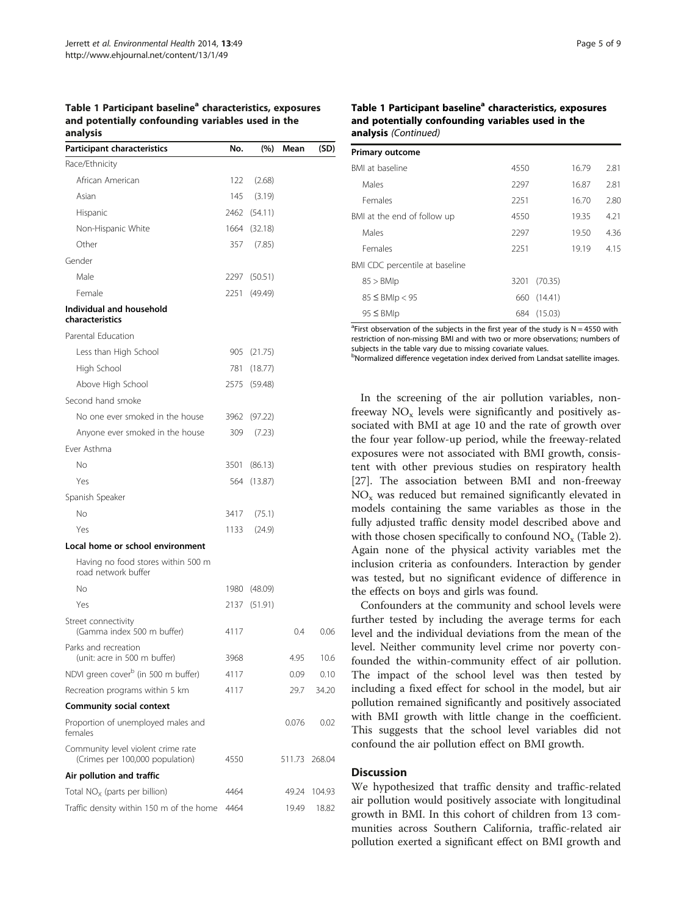**Table 1 Participant baseline[a] characteristics, exposures and potentially confounding variables used in the analysis**

| Participant characteristics | No. | (%) | Mean | (SD) |
|---|---|---|---|---|
| Race/Ethnicity | | | | |
| African American | 122 | (2.68) | | |
| Asian | 145 | (3.19) | | |
| Hispanic | 2462 | (54.11) | | |
| Non-Hispanic White | 1664 | (32.18) | | |
| Other | 357 | (7.85) | | |
| Gender | | | | |
| Male | 2297 | (50.51) | | |
| Female | 2251 | (49.49) | | |
| **Individual and household characteristics** | | | | |
| Parental Education | | | | |
| Less than High School | 905 | (21.75) | | |
| High School | 781 | (18.77) | | |
| Above High School | 2575 | (59.48) | | |
| Second hand smoke | | | | |
| No one ever smoked in the house | 3962 | (97.22) | | |
| Anyone ever smoked in the house | 309 | (7.23) | | |
| Ever Asthma | | | | |
| No | 3501 | (86.13) | | |
| Yes | 564 | (13.87) | | |
| Spanish Speaker | | | | |
| No | 3417 | (75.1) | | |
| Yes | 1133 | (24.9) | | |
| **Local home or school environment** | | | | |
| Having no food stores within 500 m road network buffer | | | | |
| No | 1980 | (48.09) | | |
| Yes | 2137 | (51.91) | | |
| Street connectivity (Gamma index 500 m buffer) | 4117 | | 0.4 | 0.06 |
| Parks and recreation (unit: acre in 500 m buffer) | 3968 | | 4.95 | 10.6 |
| NDVI green cover[b] (in 500 m buffer) | 4117 | | 0.09 | 0.10 |
| Recreation programs within 5 km | 4117 | | 29.7 | 34.20 |
| **Community social context** | | | | |
| Proportion of unemployed males and females | | | 0.076 | 0.02 |
| Community level violent crime rate (Crimes per 100,000 population) | 4550 | | 511.73 | 268.04 |
| **Air pollution and traffic** | | | | |
| Total $NO_X$ (parts per billion) | 4464 | | 49.24 | 104.93 |
| Traffic density within 150 m of the home | 4464 | | 19.49 | 18.82 |
| **Primary outcome** | | | | |
| BMI at baseline | 4550 | | 16.79 | 2.81 |
| Males | 2297 | | 16.87 | 2.81 |
| Females | 2251 | | 16.70 | 2.80 |
| BMI at the end of follow up | 4550 | | 19.35 | 4.21 |
| Males | 2297 | | 19.50 | 4.36 |
| Females | 2251 | | 19.19 | 4.15 |
| BMI CDC percentile at baseline | | | | |
| 85 > BMIp | 3201 | (70.35) | | |
| 85 ≤ BMIp < 95 | 660 | (14.41) | | |
| 95 ≤ BMIp | 684 | (15.03) | | |

[a]First observation of the subjects in the first year of the study is N = 4550 with restriction of non-missing BMI and with two or more observations; numbers of subjects in the table vary due to missing covariate values.
[b]Normalized difference vegetation index derived from Landsat satellite images.

In the screening of the air pollution variables, non-freeway $NO_x$ levels were significantly and positively associated with BMI at age 10 and the rate of growth over the four year follow-up period, while the freeway-related exposures were not associated with BMI growth, consistent with other previous studies on respiratory health [27]. The association between BMI and non-freeway $NO_x$ was reduced but remained significantly elevated in models containing the same variables as those in the fully adjusted traffic density model described above and with those chosen specifically to confound $NO_x$ (Table 2). Again none of the physical activity variables met the inclusion criteria as confounders. Interaction by gender was tested, but no significant evidence of difference in the effects on boys and girls was found.

Confounders at the community and school levels were further tested by including the average terms for each level and the individual deviations from the mean of the level. Neither community level crime nor poverty confounded the within-community effect of air pollution. The impact of the school level was then tested by including a fixed effect for school in the model, but air pollution remained significantly and positively associated with BMI growth with little change in the coefficient. This suggests that the school level variables did not confound the air pollution effect on BMI growth.

## Discussion

We hypothesized that traffic density and traffic-related air pollution would positively associate with longitudinal growth in BMI. In this cohort of children from 13 communities across Southern California, traffic-related air pollution exerted a significant effect on BMI growth and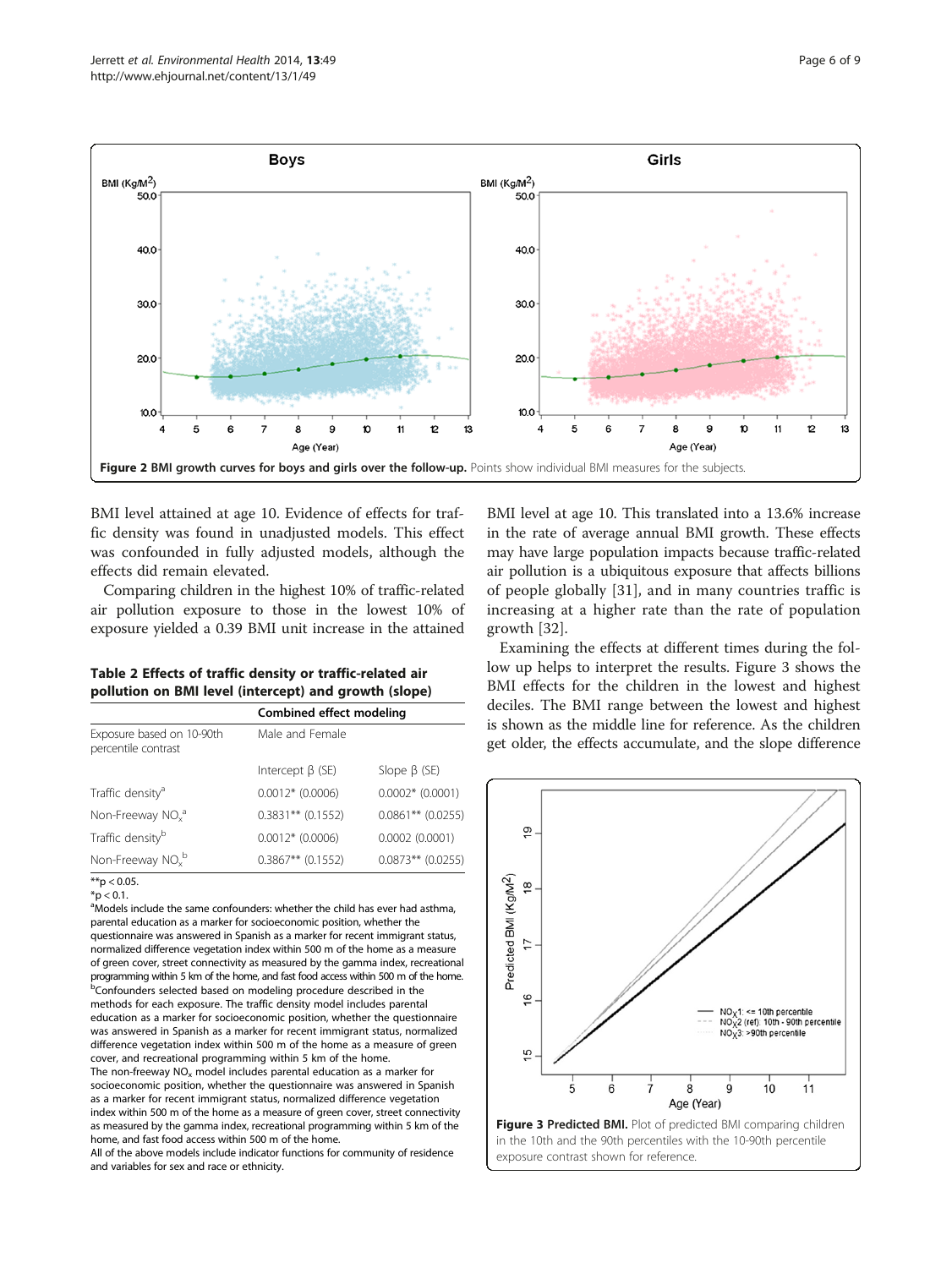**Figure 2 BMI growth curves for boys and girls over the follow-up.** Points show individual BMI measures for the subjects.

BMI level attained at age 10. Evidence of effects for traffic density was found in unadjusted models. This effect was confounded in fully adjusted models, although the effects did remain elevated.

Comparing children in the highest 10% of traffic-related air pollution exposure to those in the lowest 10% of exposure yielded a 0.39 BMI unit increase in the attained BMI level at age 10. This translated into a 13.6% increase in the rate of average annual BMI growth. These effects may have large population impacts because traffic-related air pollution is a ubiquitous exposure that affects billions of people globally [31], and in many countries traffic is increasing at a higher rate than the rate of population growth [32].

Examining the effects at different times during the follow up helps to interpret the results. Figure 3 shows the BMI effects for the children in the lowest and highest deciles. The BMI range between the lowest and highest is shown as the middle line for reference. As the children get older, the effects accumulate, and the slope difference

**Table 2 Effects of traffic density or traffic-related air pollution on BMI level (intercept) and growth (slope)**

| | Combined effect modeling | |
|---|---|---|
| Exposure based on 10-90th percentile contrast | Male and Female | |
| | Intercept β (SE) | Slope β (SE) |
| Traffic density[a] | 0.0012* (0.0006) | 0.0002* (0.0001) |
| Non-Freeway $NO_x$[a] | 0.3831** (0.1552) | 0.0861** (0.0255) |
| Traffic density[b] | 0.0012* (0.0006) | 0.0002 (0.0001) |
| Non-Freeway $NO_x$[b] | 0.3867** (0.1552) | 0.0873** (0.0255) |

**$p < 0.05$.
*$p < 0.1$.
[a]Models include the same confounders: whether the child has ever had asthma, parental education as a marker for socioeconomic position, whether the questionnaire was answered in Spanish as a marker for recent immigrant status, normalized difference vegetation index within 500 m of the home as a measure of green cover, street connectivity as measured by the gamma index, recreational programming within 5 km of the home, and fast food access within 500 m of the home.
[b]Confounders selected based on modeling procedure described in the methods for each exposure. The traffic density model includes parental education as a marker for socioeconomic position, whether the questionnaire was answered in Spanish as a marker for recent immigrant status, normalized difference vegetation index within 500 m of the home as a measure of green cover, and recreational programming within 5 km of the home.
The non-freeway $NO_x$ model includes parental education as a marker for socioeconomic position, whether the questionnaire was answered in Spanish as a marker for recent immigrant status, normalized difference vegetation index within 500 m of the home as a measure of green cover, street connectivity as measured by the gamma index, recreational programming within 5 km of the home, and fast food access within 500 m of the home.
All of the above models include indicator functions for community of residence and variables for sex and race or ethnicity.

**Figure 3 Predicted BMI.** Plot of predicted BMI comparing children in the 10th and the 90th percentiles with the 10-90th percentile exposure contrast shown for reference.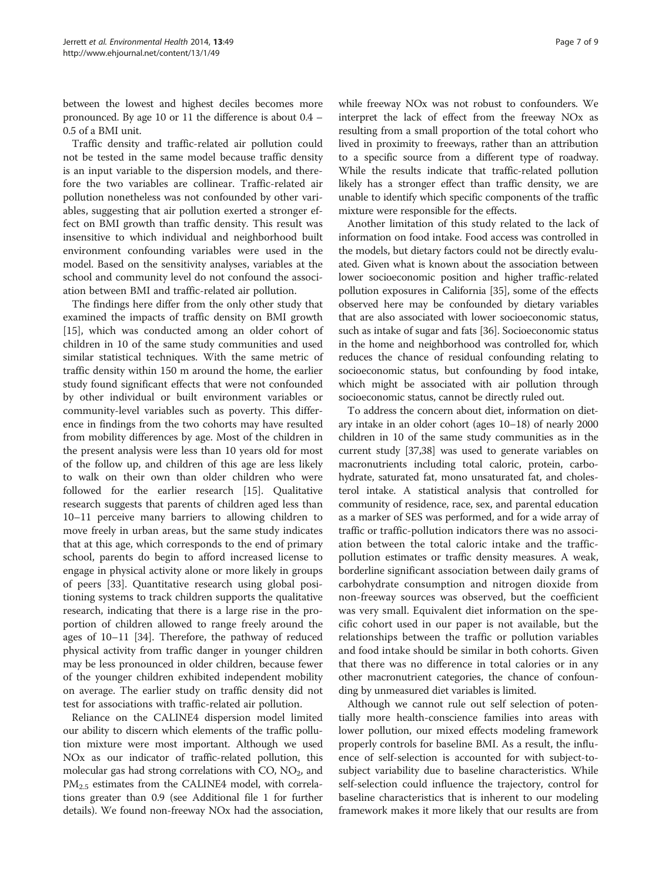between the lowest and highest deciles becomes more pronounced. By age 10 or 11 the difference is about 0.4 – 0.5 of a BMI unit.

Traffic density and traffic-related air pollution could not be tested in the same model because traffic density is an input variable to the dispersion models, and therefore the two variables are collinear. Traffic-related air pollution nonetheless was not confounded by other variables, suggesting that air pollution exerted a stronger effect on BMI growth than traffic density. This result was insensitive to which individual and neighborhood built environment confounding variables were used in the model. Based on the sensitivity analyses, variables at the school and community level do not confound the association between BMI and traffic-related air pollution.

The findings here differ from the only other study that examined the impacts of traffic density on BMI growth [15], which was conducted among an older cohort of children in 10 of the same study communities and used similar statistical techniques. With the same metric of traffic density within 150 m around the home, the earlier study found significant effects that were not confounded by other individual or built environment variables or community-level variables such as poverty. This difference in findings from the two cohorts may have resulted from mobility differences by age. Most of the children in the present analysis were less than 10 years old for most of the follow up, and children of this age are less likely to walk on their own than older children who were followed for the earlier research [15]. Qualitative research suggests that parents of children aged less than 10–11 perceive many barriers to allowing children to move freely in urban areas, but the same study indicates that at this age, which corresponds to the end of primary school, parents do begin to afford increased license to engage in physical activity alone or more likely in groups of peers [33]. Quantitative research using global positioning systems to track children supports the qualitative research, indicating that there is a large rise in the proportion of children allowed to range freely around the ages of 10–11 [34]. Therefore, the pathway of reduced physical activity from traffic danger in younger children may be less pronounced in older children, because fewer of the younger children exhibited independent mobility on average. The earlier study on traffic density did not test for associations with traffic-related air pollution.

Reliance on the CALINE4 dispersion model limited our ability to discern which elements of the traffic pollution mixture were most important. Although we used NOx as our indicator of traffic-related pollution, this molecular gas had strong correlations with CO, $NO_2$, and $PM_{2.5}$ estimates from the CALINE4 model, with correlations greater than 0.9 (see Additional file 1 for further details). We found non-freeway NOx had the association, while freeway NOx was not robust to confounders. We interpret the lack of effect from the freeway NOx as resulting from a small proportion of the total cohort who lived in proximity to freeways, rather than an attribution to a specific source from a different type of roadway. While the results indicate that traffic-related pollution likely has a stronger effect than traffic density, we are unable to identify which specific components of the traffic mixture were responsible for the effects.

Another limitation of this study related to the lack of information on food intake. Food access was controlled in the models, but dietary factors could not be directly evaluated. Given what is known about the association between lower socioeconomic position and higher traffic-related pollution exposures in California [35], some of the effects observed here may be confounded by dietary variables that are also associated with lower socioeconomic status, such as intake of sugar and fats [36]. Socioeconomic status in the home and neighborhood was controlled for, which reduces the chance of residual confounding relating to socioeconomic status, but confounding by food intake, which might be associated with air pollution through socioeconomic status, cannot be directly ruled out.

To address the concern about diet, information on dietary intake in an older cohort (ages 10–18) of nearly 2000 children in 10 of the same study communities as in the current study [37,38] was used to generate variables on macronutrients including total caloric, protein, carbohydrate, saturated fat, mono unsaturated fat, and cholesterol intake. A statistical analysis that controlled for community of residence, race, sex, and parental education as a marker of SES was performed, and for a wide array of traffic or traffic-pollution indicators there was no association between the total caloric intake and the traffic-pollution estimates or traffic density measures. A weak, borderline significant association between daily grams of carbohydrate consumption and nitrogen dioxide from non-freeway sources was observed, but the coefficient was very small. Equivalent diet information on the specific cohort used in our paper is not available, but the relationships between the traffic or pollution variables and food intake should be similar in both cohorts. Given that there was no difference in total calories or in any other macronutrient categories, the chance of confounding by unmeasured diet variables is limited.

Although we cannot rule out self selection of potentially more health-conscience families into areas with lower pollution, our mixed effects modeling framework properly controls for baseline BMI. As a result, the influence of self-selection is accounted for with subject-to-subject variability due to baseline characteristics. While self-selection could influence the trajectory, control for baseline characteristics that is inherent to our modeling framework makes it more likely that our results are from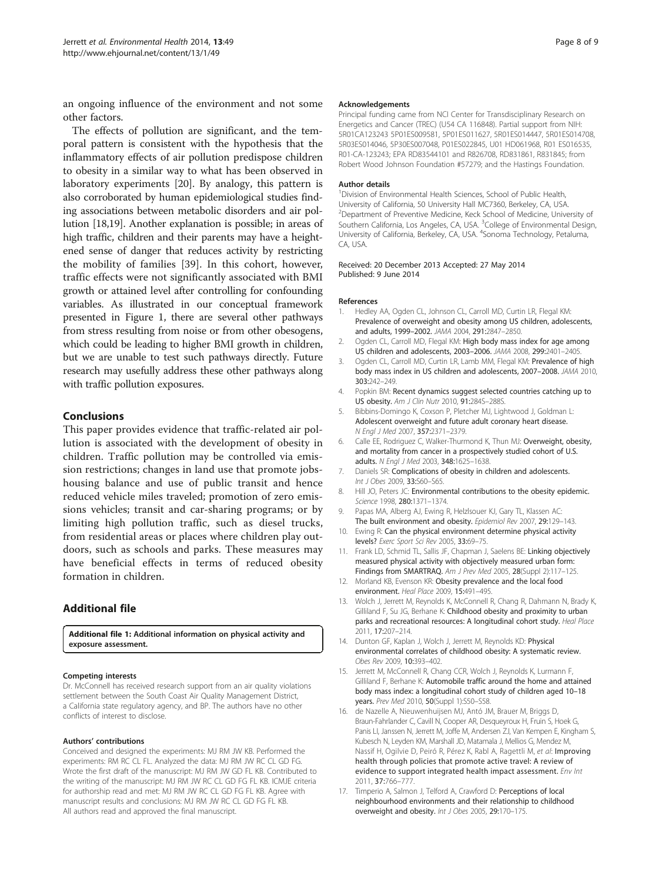an ongoing influence of the environment and not some other factors.

The effects of pollution are significant, and the temporal pattern is consistent with the hypothesis that the inflammatory effects of air pollution predispose children to obesity in a similar way to what has been observed in laboratory experiments [20]. By analogy, this pattern is also corroborated by human epidemiological studies finding associations between metabolic disorders and air pollution [18,19]. Another explanation is possible; in areas of high traffic, children and their parents may have a heightened sense of danger that reduces activity by restricting the mobility of families [39]. In this cohort, however, traffic effects were not significantly associated with BMI growth or attained level after controlling for confounding variables. As illustrated in our conceptual framework presented in Figure 1, there are several other pathways from stress resulting from noise or from other obesogens, which could be leading to higher BMI growth in children, but we are unable to test such pathways directly. Future research may usefully address these other pathways along with traffic pollution exposures.

## Conclusions

This paper provides evidence that traffic-related air pollution is associated with the development of obesity in children. Traffic pollution may be controlled via emission restrictions; changes in land use that promote jobs-housing balance and use of public transit and hence reduced vehicle miles traveled; promotion of zero emissions vehicles; transit and car-sharing programs; or by limiting high pollution traffic, such as diesel trucks, from residential areas or places where children play outdoors, such as schools and parks. These measures may have beneficial effects in terms of reduced obesity formation in children.

## Additional file

**Additional file 1: Additional information on physical activity and exposure assessment.**

#### Competing interests

Dr. McConnell has received research support from an air quality violations settlement between the South Coast Air Quality Management District, a California state regulatory agency, and BP. The authors have no other conflicts of interest to disclose.

#### Authors' contributions

Conceived and designed the experiments: MJ RM JW KB. Performed the experiments: RM RC CL FL. Analyzed the data: MJ RM JW RC CL GD FG. Wrote the first draft of the manuscript: MJ RM JW GD FL KB. Contributed to the writing of the manuscript: MJ RM JW RC CL GD FG FL KB. ICMJE criteria for authorship read and met: MJ RM JW RC CL GD FG FL KB. Agree with manuscript results and conclusions: MJ RM JW RC CL GD FG FL KB. All authors read and approved the final manuscript.

#### Acknowledgements

Principal funding came from NCI Center for Transdisciplinary Research on Energetics and Cancer (TREC) (U54 CA 116848). Partial support from NIH: 5R01CA123243 5P01ES009581, 5P01ES011627, 5R01ES014447, 5R01ES014708, 5R03ES014046, 5P30ES007048, P01ES022845, U01 HD061968, R01 ES016535, R01-CA-123243; EPA RD83544101 and R826708, RD831861, R831845; from Robert Wood Johnson Foundation #57279; and the Hastings Foundation.

#### Author details

[1]Division of Environmental Health Sciences, School of Public Health, University of California, 50 University Hall MC7360, Berkeley, CA, USA. [2]Department of Preventive Medicine, Keck School of Medicine, University of Southern California, Los Angeles, CA, USA. [3]College of Environmental Design, University of California, Berkeley, CA, USA. [4]Sonoma Technology, Petaluma, CA, USA.

Received: 20 December 2013 Accepted: 27 May 2014
Published: 9 June 2014

#### References

1. Hedley AA, Ogden CL, Johnson CL, Carroll MD, Curtin LR, Flegal KM: **Prevalence of overweight and obesity among US children, adolescents, and adults, 1999–2002.** *JAMA* 2004, **291:**2847–2850.
2. Ogden CL, Carroll MD, Flegal KM: **High body mass index for age among US children and adolescents, 2003–2006.** *JAMA* 2008, **299:**2401–2405.
3. Ogden CL, Carroll MD, Curtin LR, Lamb MM, Flegal KM: **Prevalence of high body mass index in US children and adolescents, 2007–2008.** *JAMA* 2010, **303:**242–249.
4. Popkin BM: **Recent dynamics suggest selected countries catching up to US obesity.** *Am J Clin Nutr* 2010, **91:**284S–288S.
5. Bibbins-Domingo K, Coxson P, Pletcher MJ, Lightwood J, Goldman L: **Adolescent overweight and future adult coronary heart disease.** *N Engl J Med* 2007, **357:**2371–2379.
6. Calle EE, Rodriguez C, Walker-Thurmond K, Thun MJ: **Overweight, obesity, and mortality from cancer in a prospectively studied cohort of U.S. adults.** *N Engl J Med* 2003, **348:**1625–1638.
7. Daniels SR: **Complications of obesity in children and adolescents.** *Int J Obes* 2009, **33:**S60–S65.
8. Hill JO, Peters JC: **Environmental contributions to the obesity epidemic.** *Science* 1998, **280:**1371–1374.
9. Papas MA, Alberg AJ, Ewing R, Helzlsouer KJ, Gary TL, Klassen AC: **The built environment and obesity.** *Epidemiol Rev* 2007, **29:**129–143.
10. Ewing R: **Can the physical environment determine physical activity levels?** *Exerc Sport Sci Rev* 2005, **33:**69–75.
11. Frank LD, Schmid TL, Sallis JF, Chapman J, Saelens BE: **Linking objectively measured physical activity with objectively measured urban form: Findings from SMARTRAQ.** *Am J Prev Med* 2005, **28**(Suppl 2):117–125.
12. Morland KB, Evenson KR: **Obesity prevalence and the local food environment.** *Heal Place* 2009, **15:**491–495.
13. Wolch J, Jerrett M, Reynolds K, McConnell R, Chang R, Dahmann N, Brady K, Gilliland F, Su JG, Berhane K: **Childhood obesity and proximity to urban parks and recreational resources: A longitudinal cohort study.** *Heal Place* 2011, **17:**207–214.
14. Dunton GF, Kaplan J, Wolch J, Jerrett M, Reynolds KD: **Physical environmental correlates of childhood obesity: A systematic review.** *Obes Rev* 2009, **10:**393–402.
15. Jerrett M, McConnell R, Chang CCR, Wolch J, Reynolds K, Lurmann F, Gilliland F, Berhane K: **Automobile traffic around the home and attained body mass index: a longitudinal cohort study of children aged 10–18 years.** *Prev Med* 2010, **50**(Suppl 1):S50–S58.
16. de Nazelle A, Nieuwenhuijsen MJ, Antó JM, Brauer M, Briggs D, Braun-Fahrlander C, Cavill N, Cooper AR, Desqueyroux H, Fruin S, Hoek G, Panis LI, Janssen N, Jerrett M, Joffe M, Andersen ZJ, Van Kempen E, Kingham S, Kubesch N, Leyden KM, Marshall JD, Matamala J, Mellios G, Mendez M, Nassif H, Ogilvie D, Peiró R, Pérez K, Rabl A, Ragettli M, *et al*: **Improving health through policies that promote active travel: A review of evidence to support integrated health impact assessment.** *Env Int* 2011, **37:**766–777.
17. Timperio A, Salmon J, Telford A, Crawford D: **Perceptions of local neighbourhood environments and their relationship to childhood overweight and obesity.** *Int J Obes* 2005, **29:**170–175.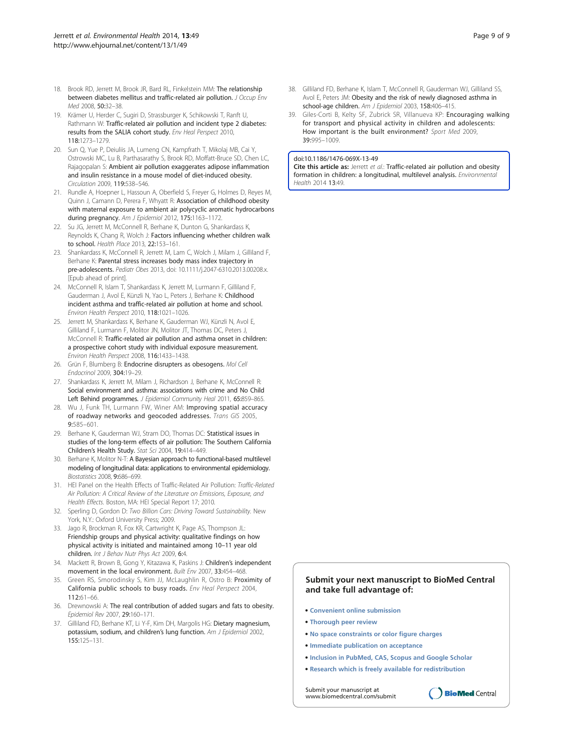18. Brook RD, Jerrett M, Brook JR, Bard RL, Finkelstein MM: **The relationship between diabetes mellitus and traffic-related air pollution.** *J Occup Env Med* 2008, **50:**32–38.
19. Krämer U, Herder C, Sugiri D, Strassburger K, Schikowski T, Ranft U, Rathmann W: **Traffic-related air pollution and incident type 2 diabetes: results from the SALIA cohort study.** *Env Heal Perspect* 2010, **118:**1273–1279.
20. Sun Q, Yue P, Deiuliis JA, Lumeng CN, Kampfrath T, Mikolaj MB, Cai Y, Ostrowski MC, Lu B, Parthasarathy S, Brook RD, Moffatt-Bruce SD, Chen LC, Rajagopalan S: **Ambient air pollution exaggerates adipose inflammation and insulin resistance in a mouse model of diet-induced obesity.** *Circulation* 2009, **119:**538–546.
21. Rundle A, Hoepner L, Hassoun A, Oberfield S, Freyer G, Holmes D, Reyes M, Quinn J, Camann D, Perera F, Whyatt R: **Association of childhood obesity with maternal exposure to ambient air polycyclic aromatic hydrocarbons during pregnancy.** *Am J Epidemiol* 2012, **175:**1163–1172.
22. Su JG, Jerrett M, McConnell R, Berhane K, Dunton G, Shankardass K, Reynolds K, Chang R, Wolch J: **Factors influencing whether children walk to school.** *Health Place* 2013, **22:**153–161.
23. Shankardass K, McConnell R, Jerrett M, Lam C, Wolch J, Milam J, Gilliland F, Berhane K: **Parental stress increases body mass index trajectory in pre-adolescents.** *Pediatr Obes* 2013, doi: 10.1111/j.2047-6310.2013.00208.x. [Epub ahead of print].
24. McConnell R, Islam T, Shankardass K, Jerrett M, Lurmann F, Gilliland F, Gauderman J, Avol E, Künzli N, Yao L, Peters J, Berhane K: **Childhood incident asthma and traffic-related air pollution at home and school.** *Environ Health Perspect* 2010, **118:**1021–1026.
25. Jerrett M, Shankardass K, Berhane K, Gauderman WJ, Künzli N, Avol E, Gilliland F, Lurmann F, Molitor JN, Molitor JT, Thomas DC, Peters J, McConnell R: **Traffic-related air pollution and asthma onset in children: a prospective cohort study with individual exposure measurement.** *Environ Health Perspect* 2008, **116:**1433–1438.
26. Grün F, Blumberg B: **Endocrine disrupters as obesogens.** *Mol Cell Endocrinol* 2009, **304:**19–29.
27. Shankardass K, Jerrett M, Milam J, Richardson J, Berhane K, McConnell R: **Social environment and asthma: associations with crime and No Child Left Behind programmes.** *J Epidemiol Community Heal* 2011, **65:**859–865.
28. Wu J, Funk TH, Lurmann FW, Winer AM: **Improving spatial accuracy of roadway networks and geocoded addresses.** *Trans GIS* 2005, **9:**585–601.
29. Berhane K, Gauderman WJ, Stram DO, Thomas DC: **Statistical issues in studies of the long-term effects of air pollution: The Southern California Children's Health Study.** *Stat Sci* 2004, **19:**414–449.
30. Berhane K, Molitor N-T: **A Bayesian approach to functional-based multilevel modeling of longitudinal data: applications to environmental epidemiology.** *Biostatistics* 2008, **9:**686–699.
31. HEI Panel on the Health Effects of Traffic-Related Air Pollution: *Traffic-Related Air Pollution: A Critical Review of the Literature on Emissions, Exposure, and Health Effects.* Boston, MA: HEI Special Report 17; 2010.
32. Sperling D, Gordon D: *Two Billion Cars: Driving Toward Sustainability.* New York, N.Y.: Oxford University Press; 2009.
33. Jago R, Brockman R, Fox KR, Cartwright K, Page AS, Thompson JL: **Friendship groups and physical activity: qualitative findings on how physical activity is initiated and maintained among 10–11 year old children.** *Int J Behav Nutr Phys Act* 2009, **6:**4.
34. Mackett R, Brown B, Gong Y, Kitazawa K, Paskins J: **Children's independent movement in the local environment.** *Built Env* 2007, **33:**454–468.
35. Green RS, Smorodinsky S, Kim JJ, McLaughlin R, Ostro B: **Proximity of California public schools to busy roads.** *Env Heal Perspect* 2004, **112:**61–66.
36. Drewnowski A: **The real contribution of added sugars and fats to obesity.** *Epidemiol Rev* 2007, **29:**160–171.
37. Gilliland FD, Berhane KT, Li Y-F, Kim DH, Margolis HG: **Dietary magnesium, potassium, sodium, and children's lung function.** *Am J Epidemiol* 2002, **155:**125–131.
38. Gilliland FD, Berhane K, Islam T, McConnell R, Gauderman WJ, Gilliland SS, Avol E, Peters JM: **Obesity and the risk of newly diagnosed asthma in school-age children.** *Am J Epidemiol* 2003, **158:**406–415.
39. Giles-Corti B, Kelty SF, Zubrick SR, Villanueva KP: **Encouraging walking for transport and physical activity in children and adolescents: How important is the built environment?** *Sport Med* 2009, **39:**995–1009.

doi:10.1186/1476-069X-13-49
**Cite this article as:** Jerrett *et al.*: Traffic-related air pollution and obesity formation in children: a longitudinal, multilevel analysis. *Environmental Health* 2014 13:49.

**Submit your next manuscript to BioMed Central and take full advantage of:**

- **Convenient online submission**
- **Thorough peer review**
- **No space constraints or color figure charges**
- **Immediate publication on acceptance**
- **Inclusion in PubMed, CAS, Scopus and Google Scholar**
- **Research which is freely available for redistribution**

Submit your manuscript at
www.biomedcentral.com/submit

BioMed Central